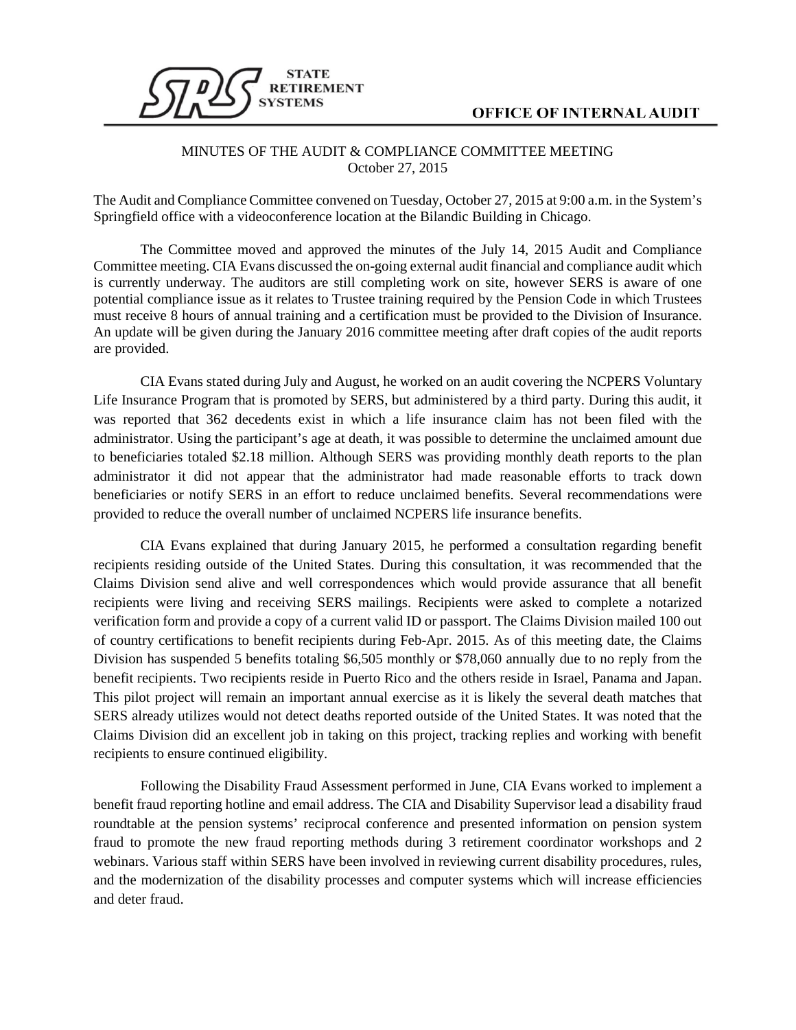STATE RETIREMENT SYSTEMS

OFFICE OF INTERNAL AUDIT

# MINUTES OF THE AUDIT & COMPLIANCE COMMITTEE MEETING
October 27, 2015

The Audit and Compliance Committee convened on Tuesday, October 27, 2015 at 9:00 a.m. in the System's Springfield office with a videoconference location at the Bilandic Building in Chicago.

The Committee moved and approved the minutes of the July 14, 2015 Audit and Compliance Committee meeting. CIA Evans discussed the on-going external audit financial and compliance audit which is currently underway. The auditors are still completing work on site, however SERS is aware of one potential compliance issue as it relates to Trustee training required by the Pension Code in which Trustees must receive 8 hours of annual training and a certification must be provided to the Division of Insurance. An update will be given during the January 2016 committee meeting after draft copies of the audit reports are provided.

CIA Evans stated during July and August, he worked on an audit covering the NCPERS Voluntary Life Insurance Program that is promoted by SERS, but administered by a third party. During this audit, it was reported that 362 decedents exist in which a life insurance claim has not been filed with the administrator. Using the participant's age at death, it was possible to determine the unclaimed amount due to beneficiaries totaled $2.18 million. Although SERS was providing monthly death reports to the plan administrator it did not appear that the administrator had made reasonable efforts to track down beneficiaries or notify SERS in an effort to reduce unclaimed benefits. Several recommendations were provided to reduce the overall number of unclaimed NCPERS life insurance benefits.

CIA Evans explained that during January 2015, he performed a consultation regarding benefit recipients residing outside of the United States. During this consultation, it was recommended that the Claims Division send alive and well correspondences which would provide assurance that all benefit recipients were living and receiving SERS mailings. Recipients were asked to complete a notarized verification form and provide a copy of a current valid ID or passport. The Claims Division mailed 100 out of country certifications to benefit recipients during Feb-Apr. 2015. As of this meeting date, the Claims Division has suspended 5 benefits totaling $6,505 monthly or $78,060 annually due to no reply from the benefit recipients. Two recipients reside in Puerto Rico and the others reside in Israel, Panama and Japan. This pilot project will remain an important annual exercise as it is likely the several death matches that SERS already utilizes would not detect deaths reported outside of the United States. It was noted that the Claims Division did an excellent job in taking on this project, tracking replies and working with benefit recipients to ensure continued eligibility.

Following the Disability Fraud Assessment performed in June, CIA Evans worked to implement a benefit fraud reporting hotline and email address. The CIA and Disability Supervisor lead a disability fraud roundtable at the pension systems' reciprocal conference and presented information on pension system fraud to promote the new fraud reporting methods during 3 retirement coordinator workshops and 2 webinars. Various staff within SERS have been involved in reviewing current disability procedures, rules, and the modernization of the disability processes and computer systems which will increase efficiencies and deter fraud.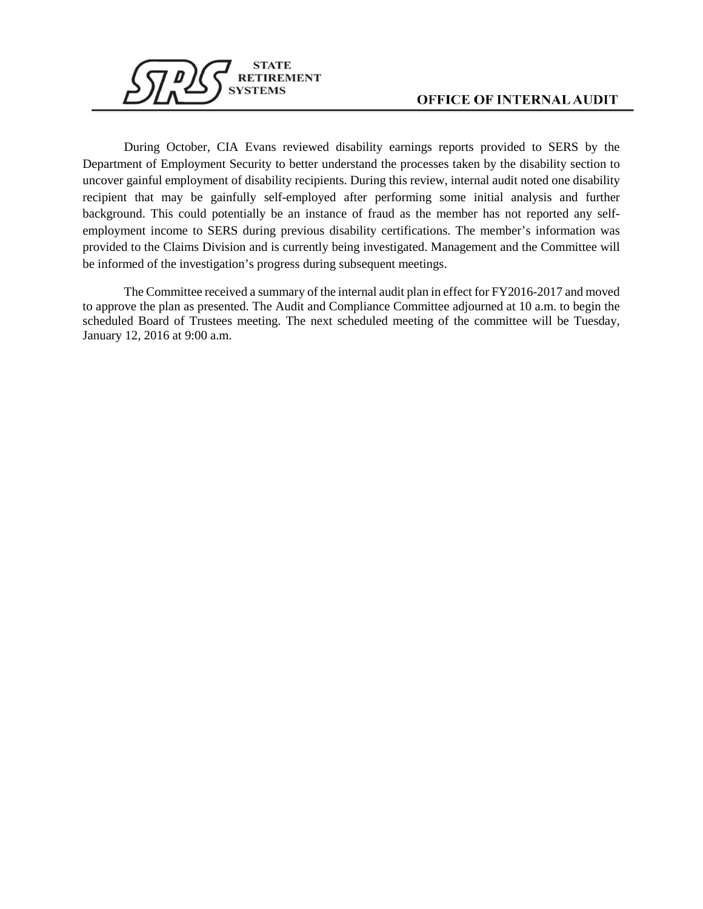During October, CIA Evans reviewed disability earnings reports provided to SERS by the Department of Employment Security to better understand the processes taken by the disability section to uncover gainful employment of disability recipients. During this review, internal audit noted one disability recipient that may be gainfully self-employed after performing some initial analysis and further background. This could potentially be an instance of fraud as the member has not reported any self-employment income to SERS during previous disability certifications. The member's information was provided to the Claims Division and is currently being investigated. Management and the Committee will be informed of the investigation's progress during subsequent meetings.

The Committee received a summary of the internal audit plan in effect for FY2016-2017 and moved to approve the plan as presented. The Audit and Compliance Committee adjourned at 10 a.m. to begin the scheduled Board of Trustees meeting. The next scheduled meeting of the committee will be Tuesday, January 12, 2016 at 9:00 a.m.